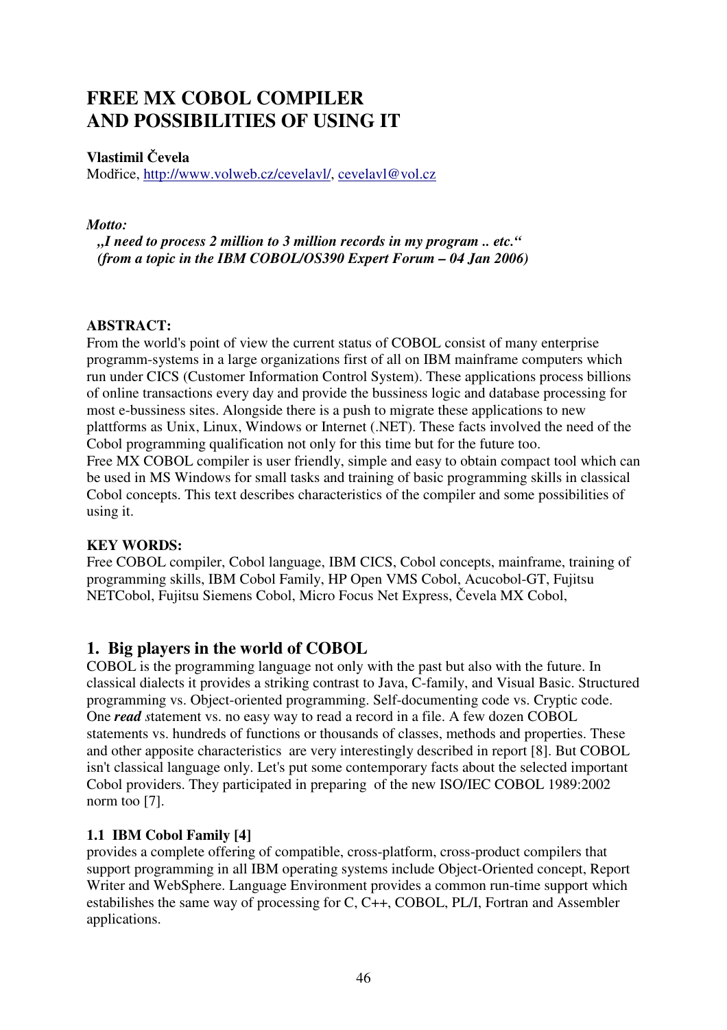# FREE MX COBOL COMPILER AND POSSIBILITIES OF USING IT

**Vlastimil Čevela**
Modřice, http://www.volweb.cz/cevelavl/, cevelavl@vol.cz

***Motto:***

***„I need to process 2 million to 3 million records in my program .. etc.“***
***(from a topic in the IBM COBOL/OS390 Expert Forum – 04 Jan 2006)***

**ABSTRACT:**
From the world's point of view the current status of COBOL consist of many enterprise programm-systems in a large organizations first of all on IBM mainframe computers which run under CICS (Customer Information Control System). These applications process billions of online transactions every day and provide the bussiness logic and database processing for most e-bussiness sites. Alongside there is a push to migrate these applications to new plattforms as Unix, Linux, Windows or Internet (.NET). These facts involved the need of the Cobol programming qualification not only for this time but for the future too.
Free MX COBOL compiler is user friendly, simple and easy to obtain compact tool which can be used in MS Windows for small tasks and training of basic programming skills in classical Cobol concepts. This text describes characteristics of the compiler and some possibilities of using it.

**KEY WORDS:**
Free COBOL compiler, Cobol language, IBM CICS, Cobol concepts, mainframe, training of programming skills, IBM Cobol Family, HP Open VMS Cobol, Acucobol-GT, Fujitsu NETCobol, Fujitsu Siemens Cobol, Micro Focus Net Express, Čevela MX Cobol,

## 1. Big players in the world of COBOL

COBOL is the programming language not only with the past but also with the future. In classical dialects it provides a striking contrast to Java, C-family, and Visual Basic. Structured programming vs. Object-oriented programming. Self-documenting code vs. Cryptic code. One ***read*** *s*tatement vs. no easy way to read a record in a file. A few dozen COBOL statements vs. hundreds of functions or thousands of classes, methods and properties. These and other apposite characteristics are very interestingly described in report [8]. But COBOL isn't classical language only. Let's put some contemporary facts about the selected important Cobol providers. They participated in preparing of the new ISO/IEC COBOL 1989:2002 norm too [7].

### 1.1 IBM Cobol Family [4]

provides a complete offering of compatible, cross-platform, cross-product compilers that support programming in all IBM operating systems include Object-Oriented concept, Report Writer and WebSphere. Language Environment provides a common run-time support which estabilishes the same way of processing for C, C++, COBOL, PL/I, Fortran and Assembler applications.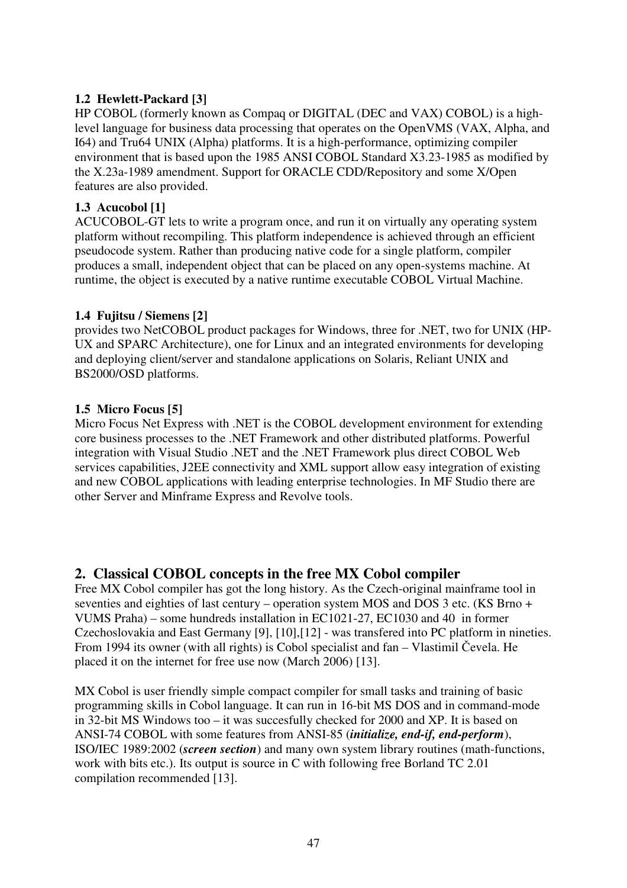### 1.2 Hewlett-Packard [3]

HP COBOL (formerly known as Compaq or DIGITAL (DEC and VAX) COBOL) is a high-level language for business data processing that operates on the OpenVMS (VAX, Alpha, and I64) and Tru64 UNIX (Alpha) platforms. It is a high-performance, optimizing compiler environment that is based upon the 1985 ANSI COBOL Standard X3.23-1985 as modified by the X.23a-1989 amendment. Support for ORACLE CDD/Repository and some X/Open features are also provided.

### 1.3 Acucobol [1]

ACUCOBOL-GT lets to write a program once, and run it on virtually any operating system platform without recompiling. This platform independence is achieved through an efficient pseudocode system. Rather than producing native code for a single platform, compiler produces a small, independent object that can be placed on any open-systems machine. At runtime, the object is executed by a native runtime executable COBOL Virtual Machine.

### 1.4 Fujitsu / Siemens [2]

provides two NetCOBOL product packages for Windows, three for .NET, two for UNIX (HP-UX and SPARC Architecture), one for Linux and an integrated environments for developing and deploying client/server and standalone applications on Solaris, Reliant UNIX and BS2000/OSD platforms.

### 1.5 Micro Focus [5]

Micro Focus Net Express with .NET is the COBOL development environment for extending core business processes to the .NET Framework and other distributed platforms. Powerful integration with Visual Studio .NET and the .NET Framework plus direct COBOL Web services capabilities, J2EE connectivity and XML support allow easy integration of existing and new COBOL applications with leading enterprise technologies. In MF Studio there are other Server and Minframe Express and Revolve tools.

## 2. Classical COBOL concepts in the free MX Cobol compiler

Free MX Cobol compiler has got the long history. As the Czech-original mainframe tool in seventies and eighties of last century – operation system MOS and DOS 3 etc. (KS Brno + VUMS Praha) – some hundreds installation in EC1021-27, EC1030 and 40 in former Czechoslovakia and East Germany [9], [10],[12] - was transfered into PC platform in nineties. From 1994 its owner (with all rights) is Cobol specialist and fan – Vlastimil Čevela. He placed it on the internet for free use now (March 2006) [13].

MX Cobol is user friendly simple compact compiler for small tasks and training of basic programming skills in Cobol language. It can run in 16-bit MS DOS and in command-mode in 32-bit MS Windows too – it was succesfully checked for 2000 and XP. It is based on ANSI-74 COBOL with some features from ANSI-85 (***initialize, end-if, end-perform***), ISO/IEC 1989:2002 (***screen section***) and many own system library routines (math-functions, work with bits etc.). Its output is source in C with following free Borland TC 2.01 compilation recommended [13].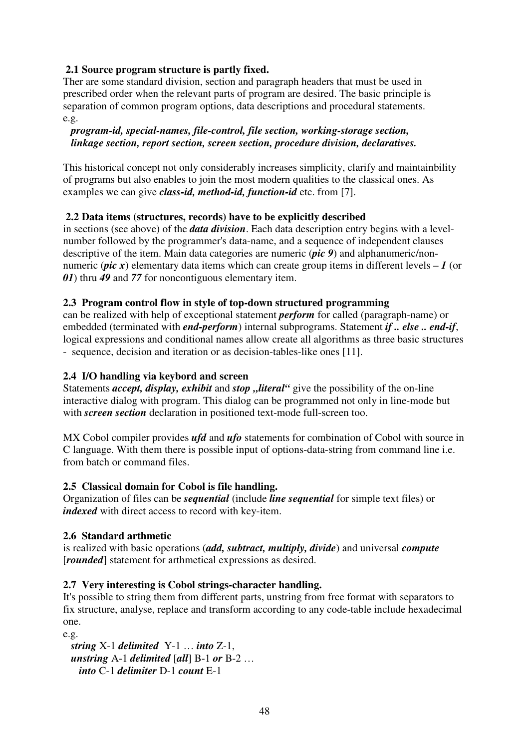### 2.1 Source program structure is partly fixed.

Ther are some standard division, section and paragraph headers that must be used in prescribed order when the relevant parts of program are desired. The basic principle is separation of common program options, data descriptions and procedural statements.
e.g.

***program-id, special-names, file-control, file section, working-storage section, linkage section, report section, screen section, procedure division, declaratives.***

This historical concept not only considerably increases simplicity, clarify and maintainbility of programs but also enables to join the most modern qualities to the classical ones. As examples we can give ***class-id, method-id, function-id*** etc. from [7].

### 2.2 Data items (structures, records) have to be explicitly described

in sections (see above) of the ***data division***. Each data description entry begins with a level-number followed by the programmer's data-name, and a sequence of independent clauses descriptive of the item. Main data categories are numeric (***pic 9***) and alphanumeric/non-numeric (***pic x***) elementary data items which can create group items in different levels – ***1*** (or ***01***) thru ***49*** and ***77*** for noncontiguous elementary item.

### 2.3 Program control flow in style of top-down structured programming

can be realized with help of exceptional statement ***perform*** for called (paragraph-name) or embedded (terminated with ***end-perform***) internal subprograms. Statement ***if .. else .. end-if***, logical expressions and conditional names allow create all algorithms as three basic structures - sequence, decision and iteration or as decision-tables-like ones [11].

### 2.4 I/O handling via keybord and screen

Statements ***accept, display, exhibit*** and ***stop „literal“*** give the possibility of the on-line interactive dialog with program. This dialog can be programmed not only in line-mode but with ***screen section*** declaration in positioned text-mode full-screen too.

MX Cobol compiler provides ***ufd*** and ***ufo*** statements for combination of Cobol with source in C language. With them there is possible input of options-data-string from command line i.e. from batch or command files.

### 2.5 Classical domain for Cobol is file handling.

Organization of files can be ***sequential*** (include ***line sequential*** for simple text files) or ***indexed*** with direct access to record with key-item.

### 2.6 Standard arthmetic

is realized with basic operations (***add, subtract, multiply, divide***) and universal ***compute*** [***rounded***] statement for arthmetical expressions as desired.

### 2.7 Very interesting is Cobol strings-character handling.

It's possible to string them from different parts, unstring from free format with separators to fix structure, analyse, replace and transform according to any code-table include hexadecimal one.
e.g.

***string*** X-1 ***delimited*** Y-1 … ***into*** Z-1,
***unstring*** A-1 ***delimited*** [***all***] B-1 ***or*** B-2 …
  ***into*** C-1 ***delimiter*** D-1 ***count*** E-1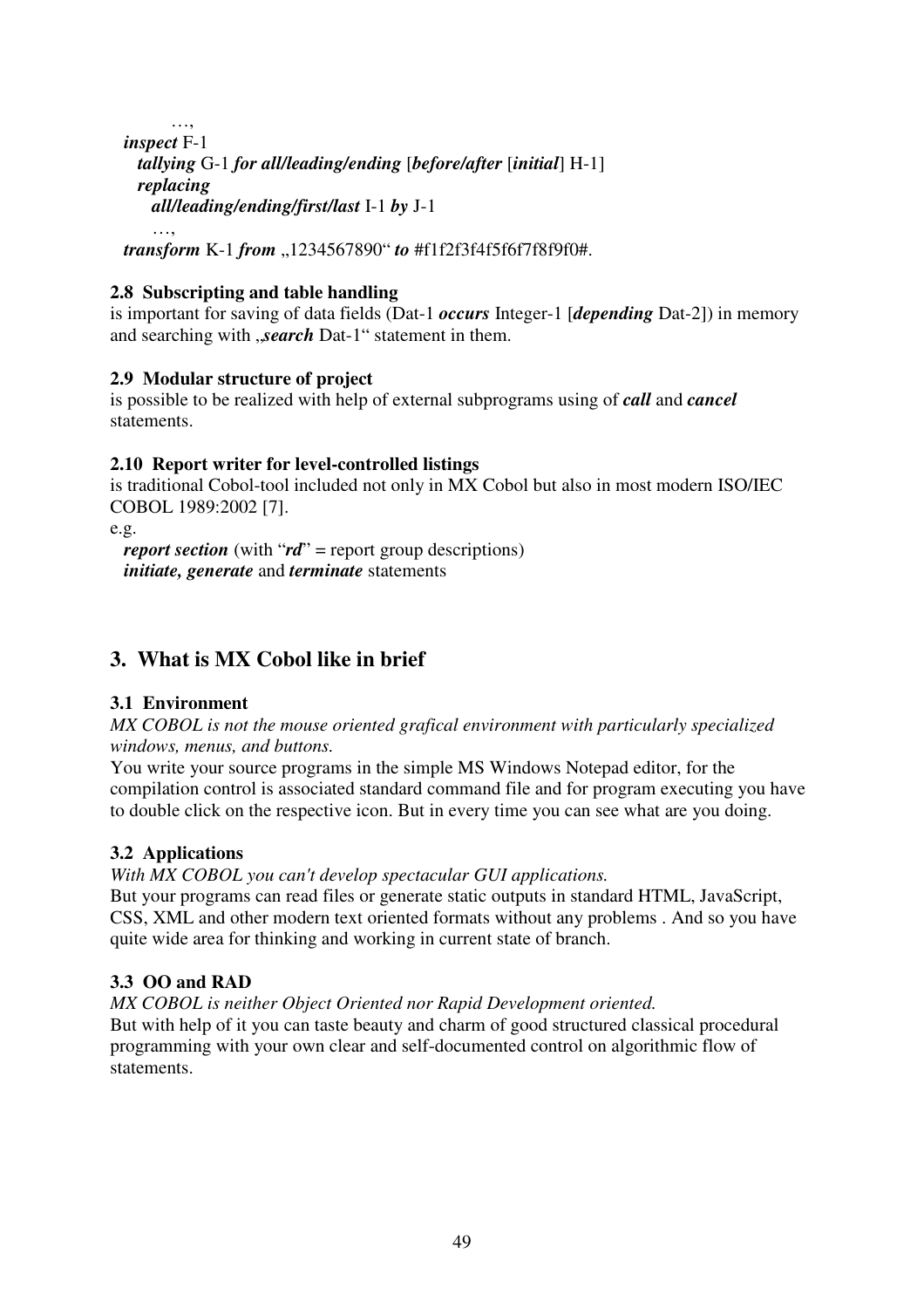…,

*inspect* F-1
  *tallying* G-1 *for all/leading/ending* [*before/after* [*initial*] H-1]
  *replacing*
    *all/leading/ending/first/last* I-1 *by* J-1
    …,

*transform* K-1 *from* „1234567890“ *to* #f1f2f3f4f5f6f7f8f9f0#.

### 2.8 Subscripting and table handling

is important for saving of data fields (Dat-1 ***occurs*** Integer-1 [***depending*** Dat-2]) in memory and searching with „***search*** Dat-1“ statement in them.

### 2.9 Modular structure of project

is possible to be realized with help of external subprograms using of ***call*** and ***cancel*** statements.

### 2.10 Report writer for level-controlled listings

is traditional Cobol-tool included not only in MX Cobol but also in most modern ISO/IEC COBOL 1989:2002 [7].

e.g.

***report section*** (with "***rd***" = report group descriptions)
***initiate, generate*** and ***terminate*** statements

## 3. What is MX Cobol like in brief

### 3.1 Environment

*MX COBOL is not the mouse oriented grafical environment with particularly specialized windows, menus, and buttons.*

You write your source programs in the simple MS Windows Notepad editor, for the compilation control is associated standard command file and for program executing you have to double click on the respective icon. But in every time you can see what are you doing.

### 3.2 Applications

*With MX COBOL you can't develop spectacular GUI applications.*

But your programs can read files or generate static outputs in standard HTML, JavaScript, CSS, XML and other modern text oriented formats without any problems . And so you have quite wide area for thinking and working in current state of branch.

### 3.3 OO and RAD

*MX COBOL is neither Object Oriented nor Rapid Development oriented.*

But with help of it you can taste beauty and charm of good structured classical procedural programming with your own clear and self-documented control on algorithmic flow of statements.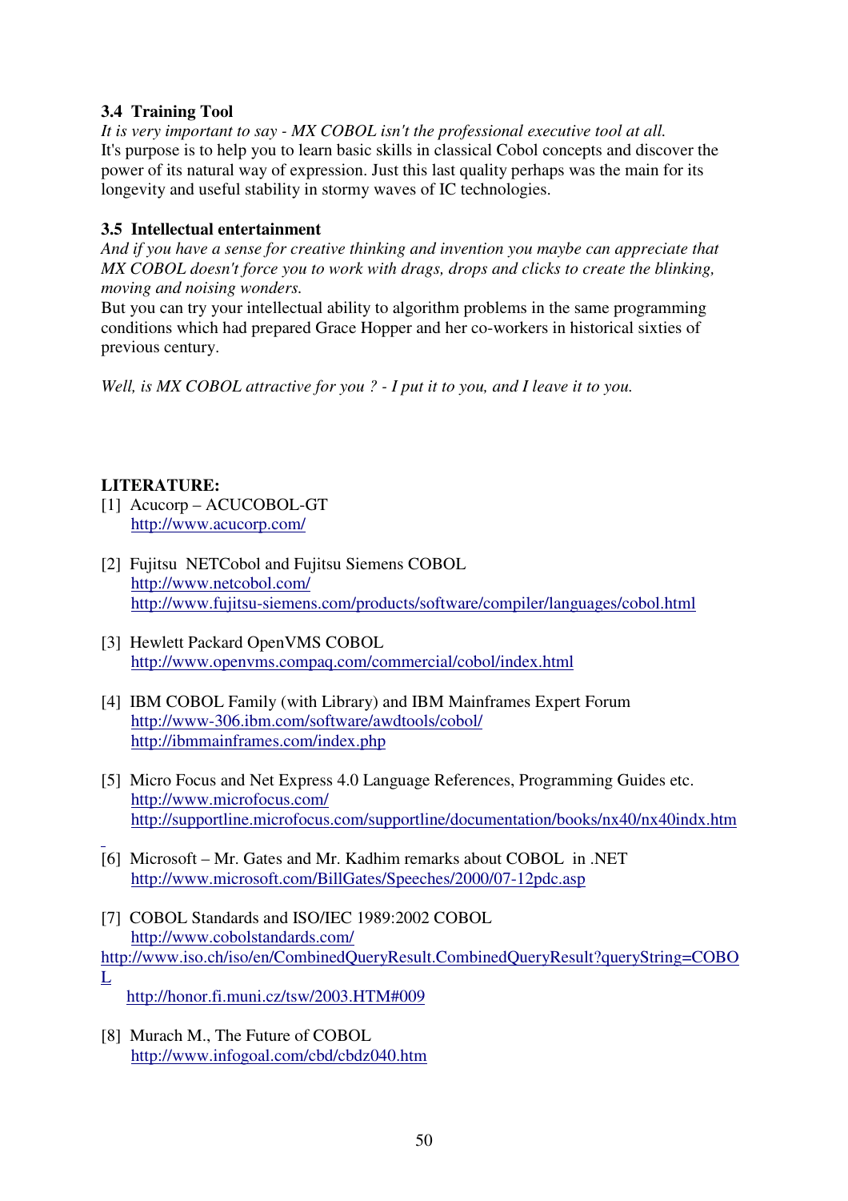### 3.4 Training Tool

*It is very important to say - MX COBOL isn't the professional executive tool at all.*
It's purpose is to help you to learn basic skills in classical Cobol concepts and discover the power of its natural way of expression. Just this last quality perhaps was the main for its longevity and useful stability in stormy waves of IC technologies.

### 3.5 Intellectual entertainment

*And if you have a sense for creative thinking and invention you maybe can appreciate that MX COBOL doesn't force you to work with drags, drops and clicks to create the blinking, moving and noising wonders.*
But you can try your intellectual ability to algorithm problems in the same programming conditions which had prepared Grace Hopper and her co-workers in historical sixties of previous century.

*Well, is MX COBOL attractive for you ? - I put it to you, and I leave it to you.*

**LITERATURE:**

[1] Acucorp – ACUCOBOL-GT
http://www.acucorp.com/

[2] Fujitsu NETCobol and Fujitsu Siemens COBOL
http://www.netcobol.com/
http://www.fujitsu-siemens.com/products/software/compiler/languages/cobol.html

[3] Hewlett Packard OpenVMS COBOL
http://www.openvms.compaq.com/commercial/cobol/index.html

[4] IBM COBOL Family (with Library) and IBM Mainframes Expert Forum
http://www-306.ibm.com/software/awdtools/cobol/
http://ibmmainframes.com/index.php

[5] Micro Focus and Net Express 4.0 Language References, Programming Guides etc.
http://www.microfocus.com/
http://supportline.microfocus.com/supportline/documentation/books/nx40/nx40indx.htm

[6] Microsoft – Mr. Gates and Mr. Kadhim remarks about COBOL in .NET
http://www.microsoft.com/BillGates/Speeches/2000/07-12pdc.asp

[7] COBOL Standards and ISO/IEC 1989:2002 COBOL
http://www.cobolstandards.com/
http://www.iso.ch/iso/en/CombinedQueryResult.CombinedQueryResult?queryString=COBOL
http://honor.fi.muni.cz/tsw/2003.HTM#009

[8] Murach M., The Future of COBOL
http://www.infogoal.com/cbd/cbdz040.htm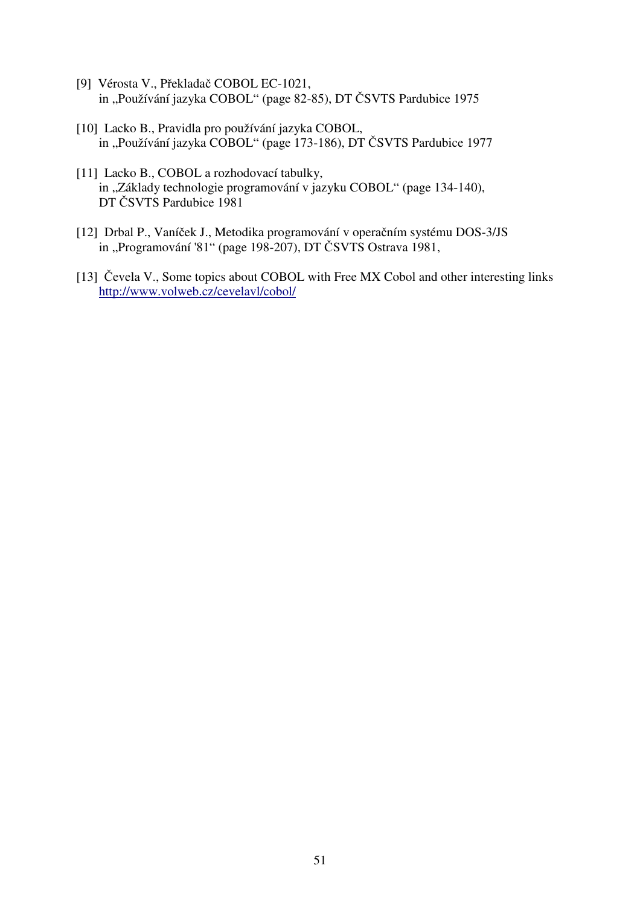[9] Vérosta V., Překladač COBOL EC-1021,
in „Používání jazyka COBOL“ (page 82-85), DT ČSVTS Pardubice 1975

[10] Lacko B., Pravidla pro používání jazyka COBOL,
in „Používání jazyka COBOL“ (page 173-186), DT ČSVTS Pardubice 1977

[11] Lacko B., COBOL a rozhodovací tabulky,
in „Základy technologie programování v jazyku COBOL“ (page 134-140),
DT ČSVTS Pardubice 1981

[12] Drbal P., Vaníček J., Metodika programování v operačním systému DOS-3/JS
in „Programování '81“ (page 198-207), DT ČSVTS Ostrava 1981,

[13] Čevela V., Some topics about COBOL with Free MX Cobol and other interesting links
http://www.volweb.cz/cevelavl/cobol/